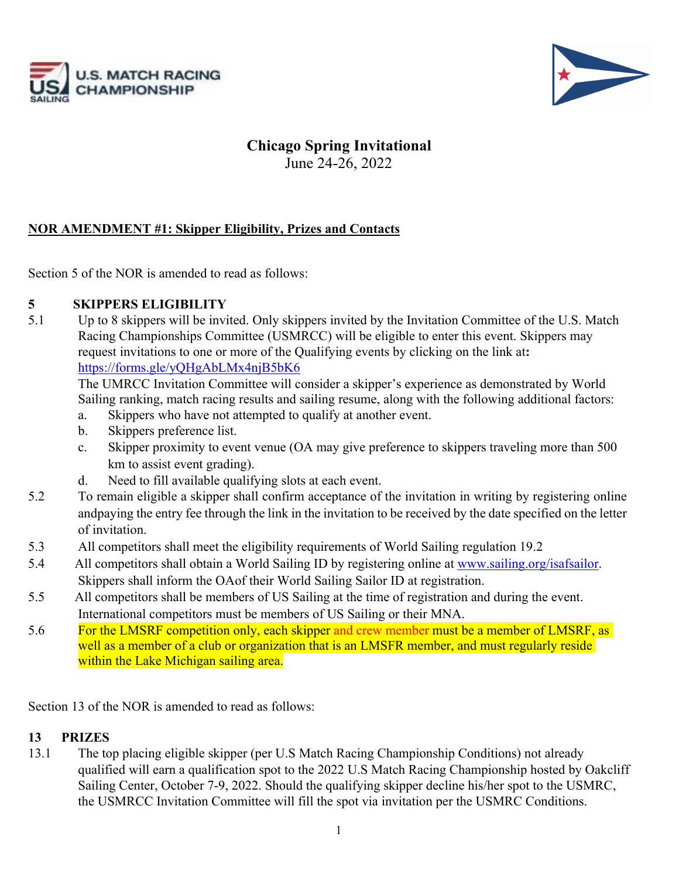# Chicago Spring Invitational

June 24-26, 2022

**NOR AMENDMENT #1: Skipper Eligibility, Prizes and Contacts**

Section 5 of the NOR is amended to read as follows:

**5 SKIPPERS ELIGIBILITY**

5.1 Up to 8 skippers will be invited. Only skippers invited by the Invitation Committee of the U.S. Match Racing Championships Committee (USMRCC) will be eligible to enter this event. Skippers may request invitations to one or more of the Qualifying events by clicking on the link at**:** https://forms.gle/yQHgAbLMx4njB5bK6

The UMRCC Invitation Committee will consider a skipper's experience as demonstrated by World Sailing ranking, match racing results and sailing resume, along with the following additional factors:

a. Skippers who have not attempted to qualify at another event.

b. Skippers preference list.

c. Skipper proximity to event venue (OA may give preference to skippers traveling more than 500 km to assist event grading).

d. Need to fill available qualifying slots at each event.

5.2 To remain eligible a skipper shall confirm acceptance of the invitation in writing by registering online andpaying the entry fee through the link in the invitation to be received by the date specified on the letter of invitation.

5.3 All competitors shall meet the eligibility requirements of World Sailing regulation 19.2

5.4 All competitors shall obtain a World Sailing ID by registering online at www.sailing.org/isafsailor. Skippers shall inform the OAof their World Sailing Sailor ID at registration.

5.5 All competitors shall be members of US Sailing at the time of registration and during the event. International competitors must be members of US Sailing or their MNA.

5.6 For the LMSRF competition only, each skipper and crew member must be a member of LMSRF, as well as a member of a club or organization that is an LMSFR member, and must regularly reside within the Lake Michigan sailing area.

Section 13 of the NOR is amended to read as follows:

**13 PRIZES**

13.1 The top placing eligible skipper (per U.S Match Racing Championship Conditions) not already qualified will earn a qualification spot to the 2022 U.S Match Racing Championship hosted by Oakcliff Sailing Center, October 7-9, 2022. Should the qualifying skipper decline his/her spot to the USMRC, the USMRCC Invitation Committee will fill the spot via invitation per the USMRC Conditions.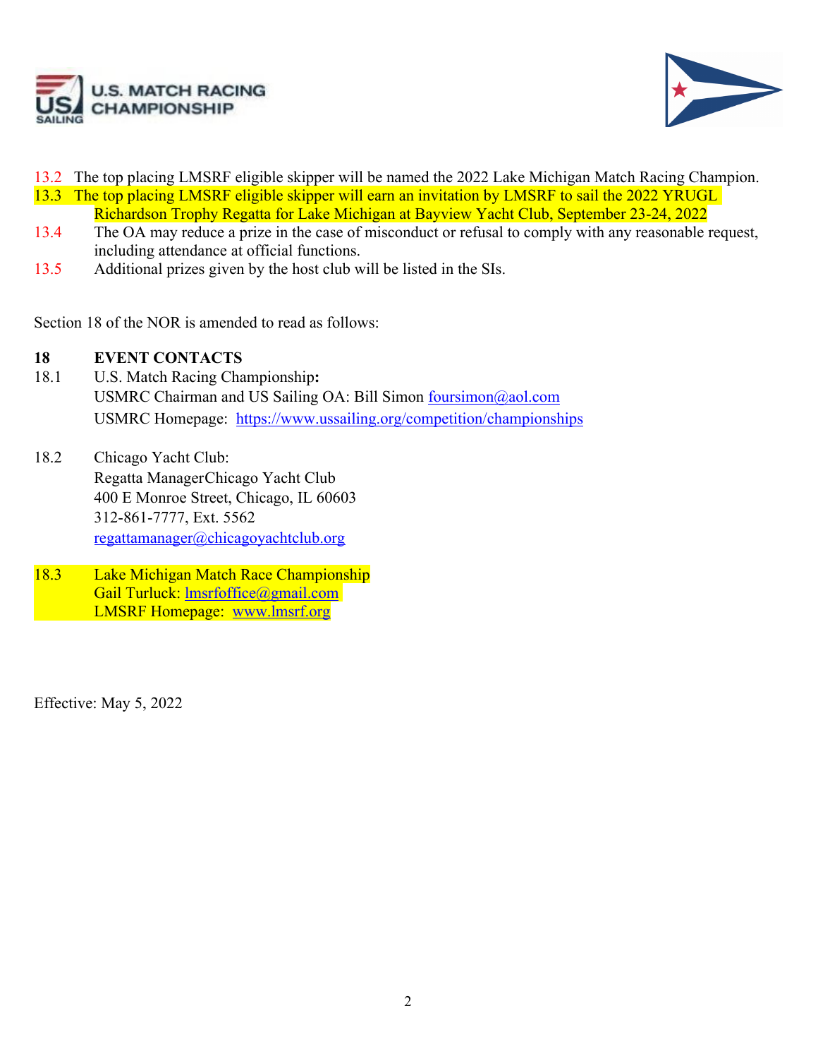13.2 The top placing LMSRF eligible skipper will be named the 2022 Lake Michigan Match Racing Champion.

13.3 The top placing LMSRF eligible skipper will earn an invitation by LMSRF to sail the 2022 YRUGL Richardson Trophy Regatta for Lake Michigan at Bayview Yacht Club, September 23-24, 2022

13.4 The OA may reduce a prize in the case of misconduct or refusal to comply with any reasonable request, including attendance at official functions.

13.5 Additional prizes given by the host club will be listed in the SIs.

Section 18 of the NOR is amended to read as follows:

**18 EVENT CONTACTS**

18.1 U.S. Match Racing Championship**:**
USMRC Chairman and US Sailing OA: Bill Simon foursimon@aol.com
USMRC Homepage: https://www.ussailing.org/competition/championships

18.2 Chicago Yacht Club:
Regatta ManagerChicago Yacht Club
400 E Monroe Street, Chicago, IL 60603
312-861-7777, Ext. 5562
regattamanager@chicagoyachtclub.org

18.3 Lake Michigan Match Race Championship
Gail Turluck: lmsrfoffice@gmail.com
LMSRF Homepage: www.lmsrf.org

Effective: May 5, 2022